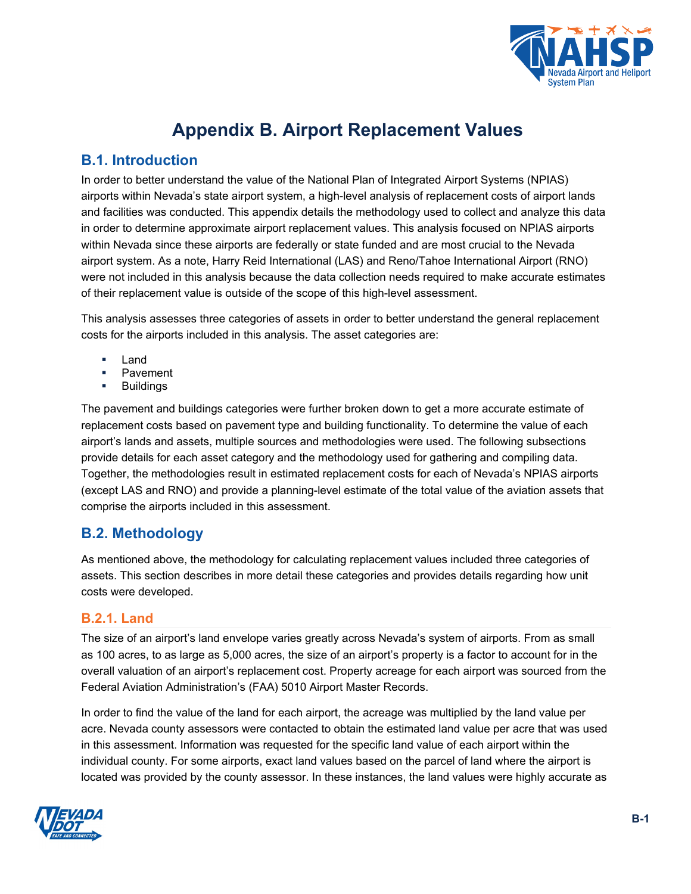# Appendix B. Airport Replacement Values

## B.1. Introduction

In order to better understand the value of the National Plan of Integrated Airport Systems (NPIAS) airports within Nevada's state airport system, a high-level analysis of replacement costs of airport lands and facilities was conducted. This appendix details the methodology used to collect and analyze this data in order to determine approximate airport replacement values. This analysis focused on NPIAS airports within Nevada since these airports are federally or state funded and are most crucial to the Nevada airport system. As a note, Harry Reid International (LAS) and Reno/Tahoe International Airport (RNO) were not included in this analysis because the data collection needs required to make accurate estimates of their replacement value is outside of the scope of this high-level assessment.

This analysis assesses three categories of assets in order to better understand the general replacement costs for the airports included in this analysis. The asset categories are:

- Land
- Pavement
- Buildings

The pavement and buildings categories were further broken down to get a more accurate estimate of replacement costs based on pavement type and building functionality. To determine the value of each airport's lands and assets, multiple sources and methodologies were used. The following subsections provide details for each asset category and the methodology used for gathering and compiling data. Together, the methodologies result in estimated replacement costs for each of Nevada's NPIAS airports (except LAS and RNO) and provide a planning-level estimate of the total value of the aviation assets that comprise the airports included in this assessment.

## B.2. Methodology

As mentioned above, the methodology for calculating replacement values included three categories of assets. This section describes in more detail these categories and provides details regarding how unit costs were developed.

### B.2.1. Land

The size of an airport's land envelope varies greatly across Nevada's system of airports. From as small as 100 acres, to as large as 5,000 acres, the size of an airport's property is a factor to account for in the overall valuation of an airport's replacement cost. Property acreage for each airport was sourced from the Federal Aviation Administration's (FAA) 5010 Airport Master Records.

In order to find the value of the land for each airport, the acreage was multiplied by the land value per acre. Nevada county assessors were contacted to obtain the estimated land value per acre that was used in this assessment. Information was requested for the specific land value of each airport within the individual county. For some airports, exact land values based on the parcel of land where the airport is located was provided by the county assessor. In these instances, the land values were highly accurate as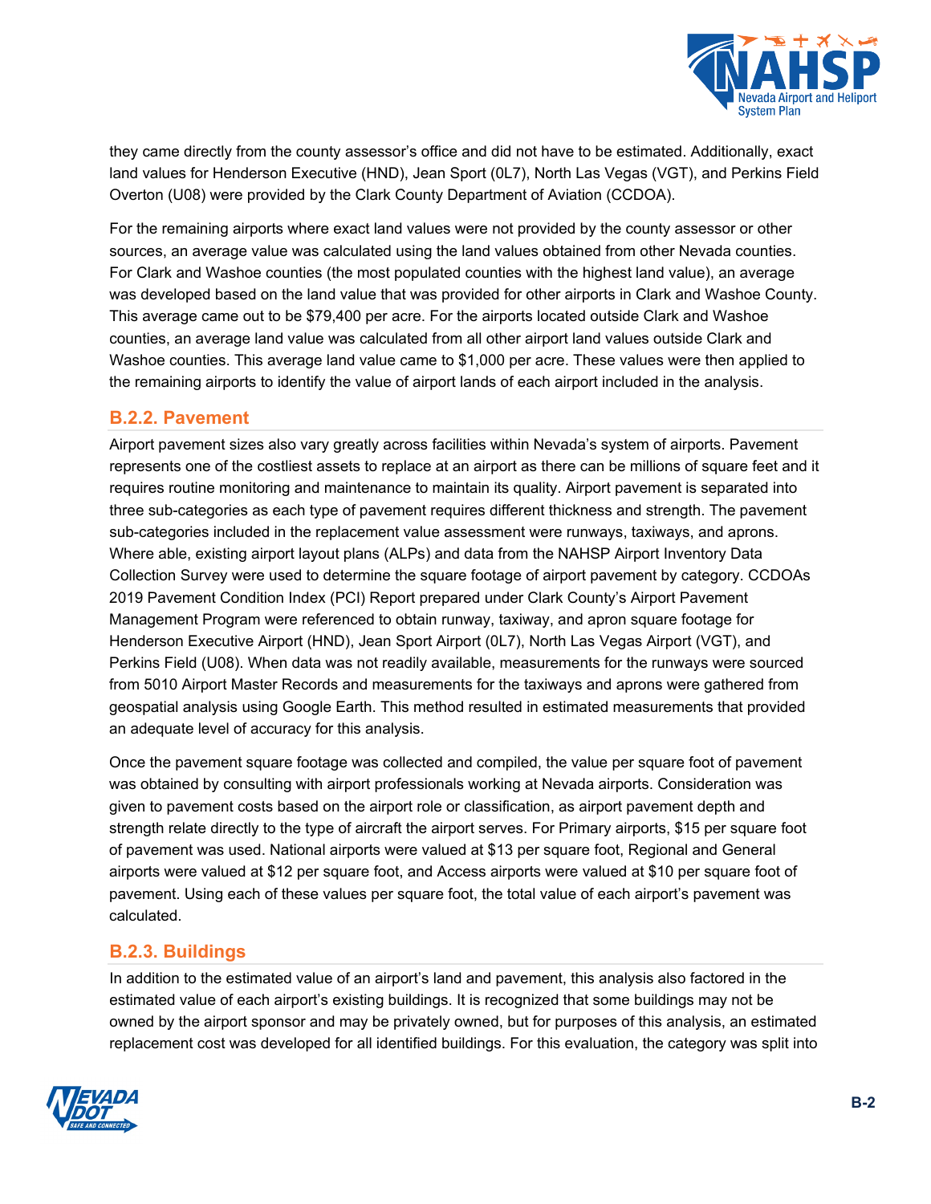they came directly from the county assessor's office and did not have to be estimated. Additionally, exact land values for Henderson Executive (HND), Jean Sport (0L7), North Las Vegas (VGT), and Perkins Field Overton (U08) were provided by the Clark County Department of Aviation (CCDOA).

For the remaining airports where exact land values were not provided by the county assessor or other sources, an average value was calculated using the land values obtained from other Nevada counties. For Clark and Washoe counties (the most populated counties with the highest land value), an average was developed based on the land value that was provided for other airports in Clark and Washoe County. This average came out to be $79,400 per acre. For the airports located outside Clark and Washoe counties, an average land value was calculated from all other airport land values outside Clark and Washoe counties. This average land value came to $1,000 per acre. These values were then applied to the remaining airports to identify the value of airport lands of each airport included in the analysis.

### B.2.2. Pavement

Airport pavement sizes also vary greatly across facilities within Nevada's system of airports. Pavement represents one of the costliest assets to replace at an airport as there can be millions of square feet and it requires routine monitoring and maintenance to maintain its quality. Airport pavement is separated into three sub-categories as each type of pavement requires different thickness and strength. The pavement sub-categories included in the replacement value assessment were runways, taxiways, and aprons. Where able, existing airport layout plans (ALPs) and data from the NAHSP Airport Inventory Data Collection Survey were used to determine the square footage of airport pavement by category. CCDOAs 2019 Pavement Condition Index (PCI) Report prepared under Clark County's Airport Pavement Management Program were referenced to obtain runway, taxiway, and apron square footage for Henderson Executive Airport (HND), Jean Sport Airport (0L7), North Las Vegas Airport (VGT), and Perkins Field (U08). When data was not readily available, measurements for the runways were sourced from 5010 Airport Master Records and measurements for the taxiways and aprons were gathered from geospatial analysis using Google Earth. This method resulted in estimated measurements that provided an adequate level of accuracy for this analysis.

Once the pavement square footage was collected and compiled, the value per square foot of pavement was obtained by consulting with airport professionals working at Nevada airports. Consideration was given to pavement costs based on the airport role or classification, as airport pavement depth and strength relate directly to the type of aircraft the airport serves. For Primary airports, $15 per square foot of pavement was used. National airports were valued at $13 per square foot, Regional and General airports were valued at $12 per square foot, and Access airports were valued at $10 per square foot of pavement. Using each of these values per square foot, the total value of each airport's pavement was calculated.

### B.2.3. Buildings

In addition to the estimated value of an airport's land and pavement, this analysis also factored in the estimated value of each airport's existing buildings. It is recognized that some buildings may not be owned by the airport sponsor and may be privately owned, but for purposes of this analysis, an estimated replacement cost was developed for all identified buildings. For this evaluation, the category was split into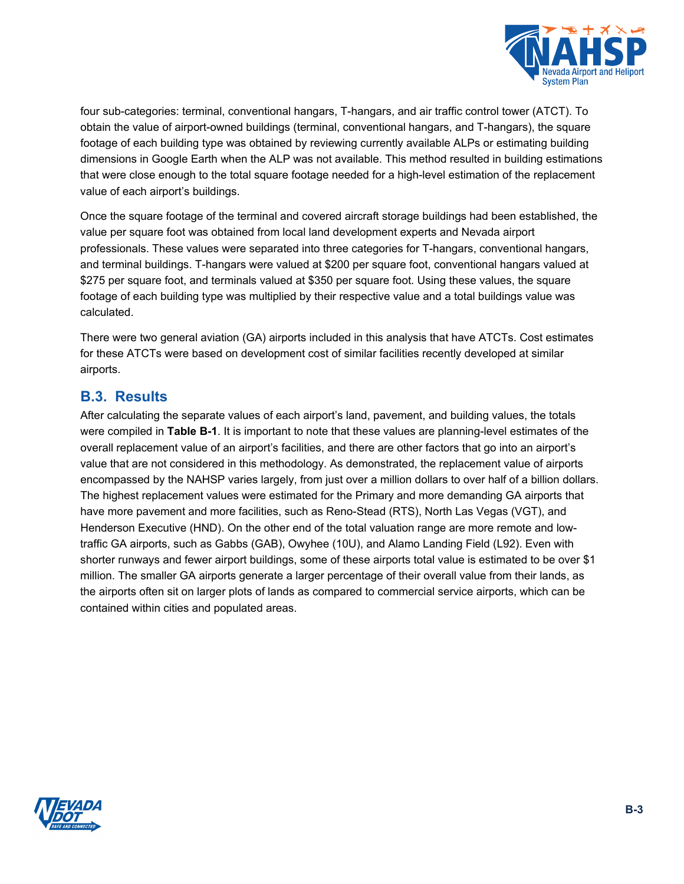four sub-categories: terminal, conventional hangars, T-hangars, and air traffic control tower (ATCT). To obtain the value of airport-owned buildings (terminal, conventional hangars, and T-hangars), the square footage of each building type was obtained by reviewing currently available ALPs or estimating building dimensions in Google Earth when the ALP was not available. This method resulted in building estimations that were close enough to the total square footage needed for a high-level estimation of the replacement value of each airport's buildings.

Once the square footage of the terminal and covered aircraft storage buildings had been established, the value per square foot was obtained from local land development experts and Nevada airport professionals. These values were separated into three categories for T-hangars, conventional hangars, and terminal buildings. T-hangars were valued at $200 per square foot, conventional hangars valued at $275 per square foot, and terminals valued at $350 per square foot. Using these values, the square footage of each building type was multiplied by their respective value and a total buildings value was calculated.

There were two general aviation (GA) airports included in this analysis that have ATCTs. Cost estimates for these ATCTs were based on development cost of similar facilities recently developed at similar airports.

## B.3. Results

After calculating the separate values of each airport's land, pavement, and building values, the totals were compiled in **Table B-1**. It is important to note that these values are planning-level estimates of the overall replacement value of an airport's facilities, and there are other factors that go into an airport's value that are not considered in this methodology. As demonstrated, the replacement value of airports encompassed by the NAHSP varies largely, from just over a million dollars to over half of a billion dollars. The highest replacement values were estimated for the Primary and more demanding GA airports that have more pavement and more facilities, such as Reno-Stead (RTS), North Las Vegas (VGT), and Henderson Executive (HND). On the other end of the total valuation range are more remote and low-traffic GA airports, such as Gabbs (GAB), Owyhee (10U), and Alamo Landing Field (L92). Even with shorter runways and fewer airport buildings, some of these airports total value is estimated to be over $1 million. The smaller GA airports generate a larger percentage of their overall value from their lands, as the airports often sit on larger plots of lands as compared to commercial service airports, which can be contained within cities and populated areas.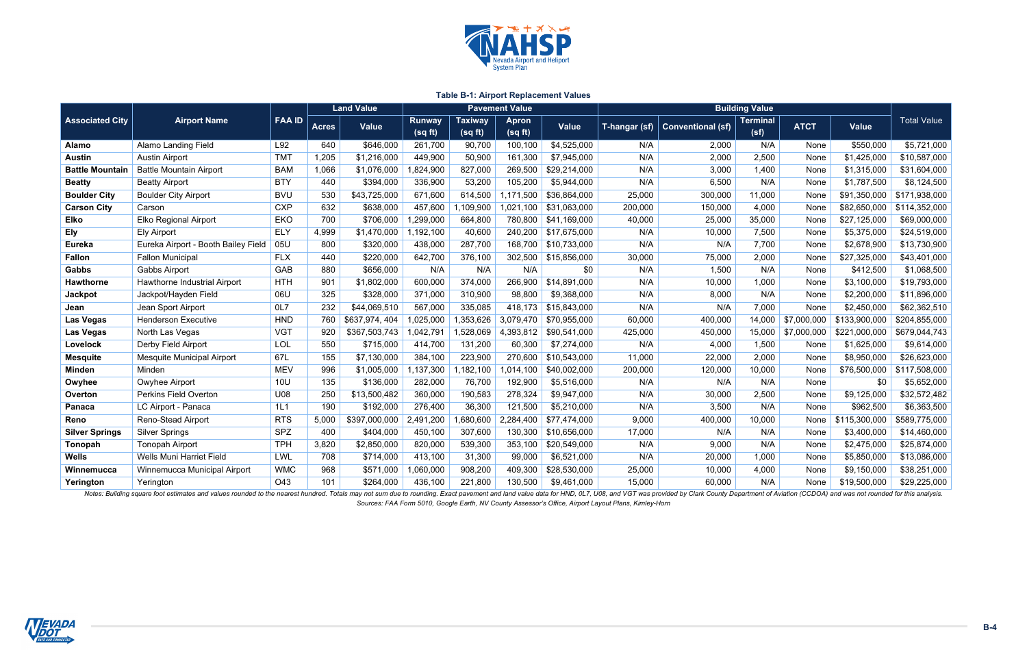### Table B-1: Airport Replacement Values

| Associated City | Airport Name | FAA ID | Land Value | | Pavement Value | | | | Building Value | | | | | Total Value |
|---|---|---|---|---|---|---|---|---|---|---|---|---|---|---|
| | | | Acres | Value | Runway (sq ft) | Taxiway (sq ft) | Apron (sq ft) | Value | T-hangar (sf) | Conventional (sf) | Terminal (sf) | ATCT | Value | |
| **Alamo** | Alamo Landing Field | L92 | 640 | $646,000 | 261,700 | 90,700 | 100,100 | $4,525,000 | N/A | 2,000 | N/A | None | $550,000 | $5,721,000 |
| **Austin** | Austin Airport | TMT | 1,205 | $1,216,000 | 449,900 | 50,900 | 161,300 | $7,945,000 | N/A | 2,000 | 2,500 | None | $1,425,000 | $10,587,000 |
| **Battle Mountain** | Battle Mountain Airport | BAM | 1,066 | $1,076,000 | 1,824,900 | 827,000 | 269,500 | $29,214,000 | N/A | 3,000 | 1,400 | None | $1,315,000 | $31,604,000 |
| **Beatty** | Beatty Airport | BTY | 440 | $394,000 | 336,900 | 53,200 | 105,200 | $5,944,000 | N/A | 6,500 | N/A | None | $1,787,500 | $8,124,500 |
| **Boulder City** | Boulder City Airport | BVU | 530 | $43,725,000 | 671,600 | 614,500 | 1,171,500 | $36,864,000 | 25,000 | 300,000 | 11,000 | None | $91,350,000 | $171,938,000 |
| **Carson City** | Carson | CXP | 632 | $638,000 | 457,600 | 1,109,900 | 1,021,100 | $31,063,000 | 200,000 | 150,000 | 4,000 | None | $82,650,000 | $114,352,000 |
| **Elko** | Elko Regional Airport | EKO | 700 | $706,000 | 1,299,000 | 664,800 | 780,800 | $41,169,000 | 40,000 | 25,000 | 35,000 | None | $27,125,000 | $69,000,000 |
| **Ely** | Ely Airport | ELY | 4,999 | $1,470,000 | 1,192,100 | 40,600 | 240,200 | $17,675,000 | N/A | 10,000 | 7,500 | None | $5,375,000 | $24,519,000 |
| **Eureka** | Eureka Airport - Booth Bailey Field | 05U | 800 | $320,000 | 438,000 | 287,700 | 168,700 | $10,733,000 | N/A | N/A | 7,700 | None | $2,678,900 | $13,730,900 |
| **Fallon** | Fallon Municipal | FLX | 440 | $220,000 | 642,700 | 376,100 | 302,500 | $15,856,000 | 30,000 | 75,000 | 2,000 | None | $27,325,000 | $43,401,000 |
| **Gabbs** | Gabbs Airport | GAB | 880 | $656,000 | N/A | N/A | N/A | $0 | N/A | 1,500 | N/A | None | $412,500 | $1,068,500 |
| **Hawthorne** | Hawthorne Industrial Airport | HTH | 901 | $1,802,000 | 600,000 | 374,000 | 266,900 | $14,891,000 | N/A | 10,000 | 1,000 | None | $3,100,000 | $19,793,000 |
| **Jackpot** | Jackpot/Hayden Field | 06U | 325 | $328,000 | 371,000 | 310,900 | 98,800 | $9,368,000 | N/A | 8,000 | N/A | None | $2,200,000 | $11,896,000 |
| **Jean** | Jean Sport Airport | 0L7 | 232 | $44,069,510 | 567,000 | 335,085 | 418,173 | $15,843,000 | N/A | N/A | 7,000 | None | $2,450,000 | $62,362,510 |
| **Las Vegas** | Henderson Executive | HND | 760 | $637,974, 404 | 1,025,000 | 1,353,626 | 3,079,470 | $70,955,000 | 60,000 | 400,000 | 14,000 | $7,000,000 | $133,900,000 | $204,855,000 |
| **Las Vegas** | North Las Vegas | VGT | 920 | $367,503,743 | 1,042,791 | 1,528,069 | 4,393,812 | $90,541,000 | 425,000 | 450,000 | 15,000 | $7,000,000 | $221,000,000 | $679,044,743 |
| **Lovelock** | Derby Field Airport | LOL | 550 | $715,000 | 414,700 | 131,200 | 60,300 | $7,274,000 | N/A | 4,000 | 1,500 | None | $1,625,000 | $9,614,000 |
| **Mesquite** | Mesquite Municipal Airport | 67L | 155 | $7,130,000 | 384,100 | 223,900 | 270,600 | $10,543,000 | 11,000 | 22,000 | 2,000 | None | $8,950,000 | $26,623,000 |
| **Minden** | Minden | MEV | 996 | $1,005,000 | 1,137,300 | 1,182,100 | 1,014,100 | $40,002,000 | 200,000 | 120,000 | 10,000 | None | $76,500,000 | $117,508,000 |
| **Owyhee** | Owyhee Airport | 10U | 135 | $136,000 | 282,000 | 76,700 | 192,900 | $5,516,000 | N/A | N/A | N/A | None | $0 | $5,652,000 |
| **Overton** | Perkins Field Overton | U08 | 250 | $13,500,482 | 360,000 | 190,583 | 278,324 | $9,947,000 | N/A | 30,000 | 2,500 | None | $9,125,000 | $32,572,482 |
| **Panaca** | LC Airport - Panaca | 1L1 | 190 | $192,000 | 276,400 | 36,300 | 121,500 | $5,210,000 | N/A | 3,500 | N/A | None | $962,500 | $6,363,500 |
| **Reno** | Reno-Stead Airport | RTS | 5,000 | $397,000,000 | 2,491,200 | 1,680,600 | 2,284,400 | $77,474,000 | 9,000 | 400,000 | 10,000 | None | $115,300,000 | $589,775,000 |
| **Silver Springs** | Silver Springs | SPZ | 400 | $404,000 | 450,100 | 307,600 | 130,300 | $10,656,000 | 17,000 | N/A | N/A | None | $3,400,000 | $14,460,000 |
| **Tonopah** | Tonopah Airport | TPH | 3,820 | $2,850,000 | 820,000 | 539,300 | 353,100 | $20,549,000 | N/A | 9,000 | N/A | None | $2,475,000 | $25,874,000 |
| **Wells** | Wells Muni Harriet Field | LWL | 708 | $714,000 | 413,100 | 31,300 | 99,000 | $6,521,000 | N/A | 20,000 | 1,000 | None | $5,850,000 | $13,086,000 |
| **Winnemucca** | Winnemucca Municipal Airport | WMC | 968 | $571,000 | 1,060,000 | 908,200 | 409,300 | $28,530,000 | 25,000 | 10,000 | 4,000 | None | $9,150,000 | $38,251,000 |
| **Yerington** | Yerington | O43 | 101 | $264,000 | 436,100 | 221,800 | 130,500 | $9,461,000 | 15,000 | 60,000 | N/A | None | $19,500,000 | $29,225,000 |

*Notes: Building square foot estimates and values rounded to the nearest hundred. Totals may not sum due to rounding. Exact pavement and land value data for HND, 0L7, U08, and VGT was provided by Clark County Department of Aviation (CCDOA) and was not rounded for this analysis.*

*Sources: FAA Form 5010, Google Earth, NV County Assessor's Office, Airport Layout Plans, Kimley-Horn*